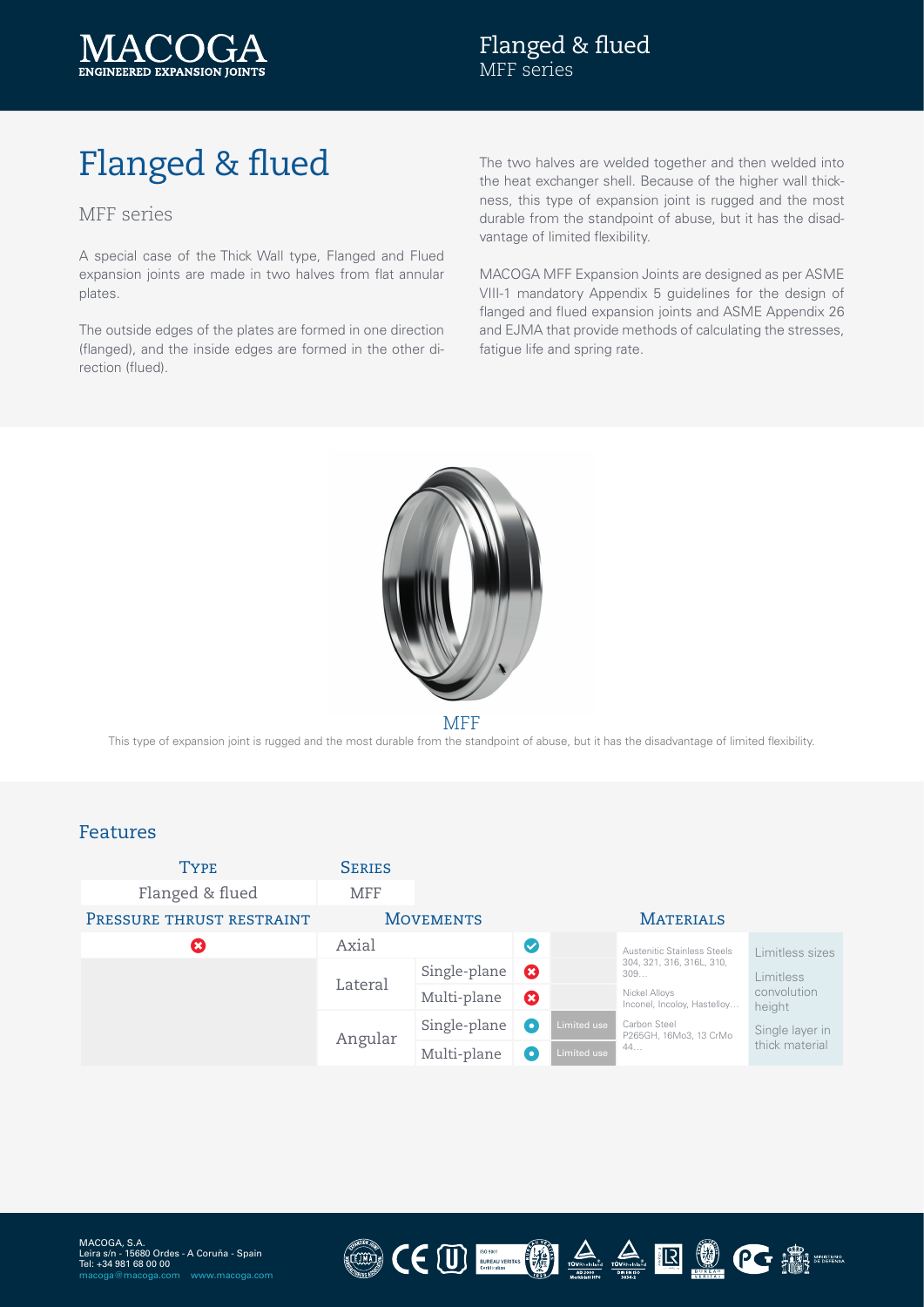# Flanged & flued

## MFF series

A special case of the Thick Wall type, Flanged and Flued expansion joints are made in two halves from flat annular plates.

The outside edges of the plates are formed in one direction (flanged), and the inside edges are formed in the other direction (flued).

The two halves are welded together and then welded into the heat exchanger shell. Because of the higher wall thickness, this type of expansion joint is rugged and the most durable from the standpoint of abuse, but it has the disadvantage of limited flexibility.

MACOGA MFF Expansion Joints are designed as per ASME VIII-1 mandatory Appendix 5 guidelines for the design of flanged and flued expansion joints and ASME Appendix 26 and EJMA that provide methods of calculating the stresses, fatigue life and spring rate.

MFF

This type of expansion joint is rugged and the most durable from the standpoint of abuse, but it has the disadvantage of limited flexibility.

## Features

| Type | Series |
|---|---|
| Flanged & flued | MFF |

| Pressure thrust restraint | Movements | | | | Materials | |
|---|---|---|---|---|---|---|
| ✗ | Axial | | ✓ | | Austenitic Stainless Steels 304, 321, 316, 316L, 310, 309… | Limitless sizes |
| | Lateral | Single-plane | ✗ | | | Limitless convolution height |
| | | Multi-plane | ✗ | | Nickel Alloys Inconel, Incoloy, Hastelloy… | |
| | Angular | Single-plane | ● | Limited use | Carbon Steel P265GH, 16Mo3, 13 CrMo 44… | Single layer in thick material |
| | | Multi-plane | ● | Limited use | | |

MACOGA, S.A.
Leira s/n - 15680 Ordes - A Coruña - Spain
Tel: +34 981 68 00 00
macoga@macoga.com www.macoga.com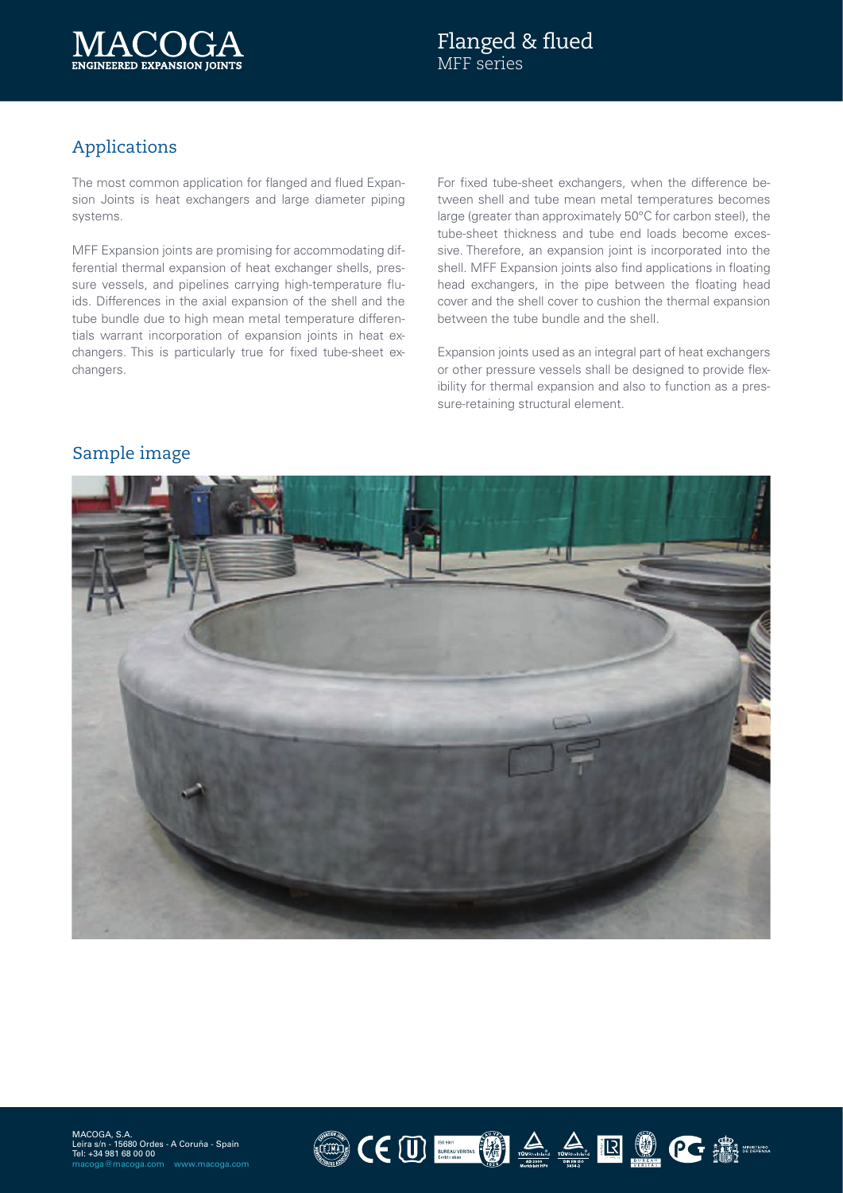# Flanged & flued

MFF series

## Applications

The most common application for flanged and flued Expansion Joints is heat exchangers and large diameter piping systems.

MFF Expansion joints are promising for accommodating differential thermal expansion of heat exchanger shells, pressure vessels, and pipelines carrying high-temperature fluids. Differences in the axial expansion of the shell and the tube bundle due to high mean metal temperature differentials warrant incorporation of expansion joints in heat exchangers. This is particularly true for fixed tube-sheet exchangers.

For fixed tube-sheet exchangers, when the difference between shell and tube mean metal temperatures becomes large (greater than approximately 50°C for carbon steel), the tube-sheet thickness and tube end loads become excessive. Therefore, an expansion joint is incorporated into the shell. MFF Expansion joints also find applications in floating head exchangers, in the pipe between the floating head cover and the shell cover to cushion the thermal expansion between the tube bundle and the shell.

Expansion joints used as an integral part of heat exchangers or other pressure vessels shall be designed to provide flexibility for thermal expansion and also to function as a pressure-retaining structural element.

## Sample image

MACOGA, S.A.
Leira s/n - 15680 Ordes - A Coruña - Spain
Tel: +34 981 68 00 00
macoga@macoga.com www.macoga.com